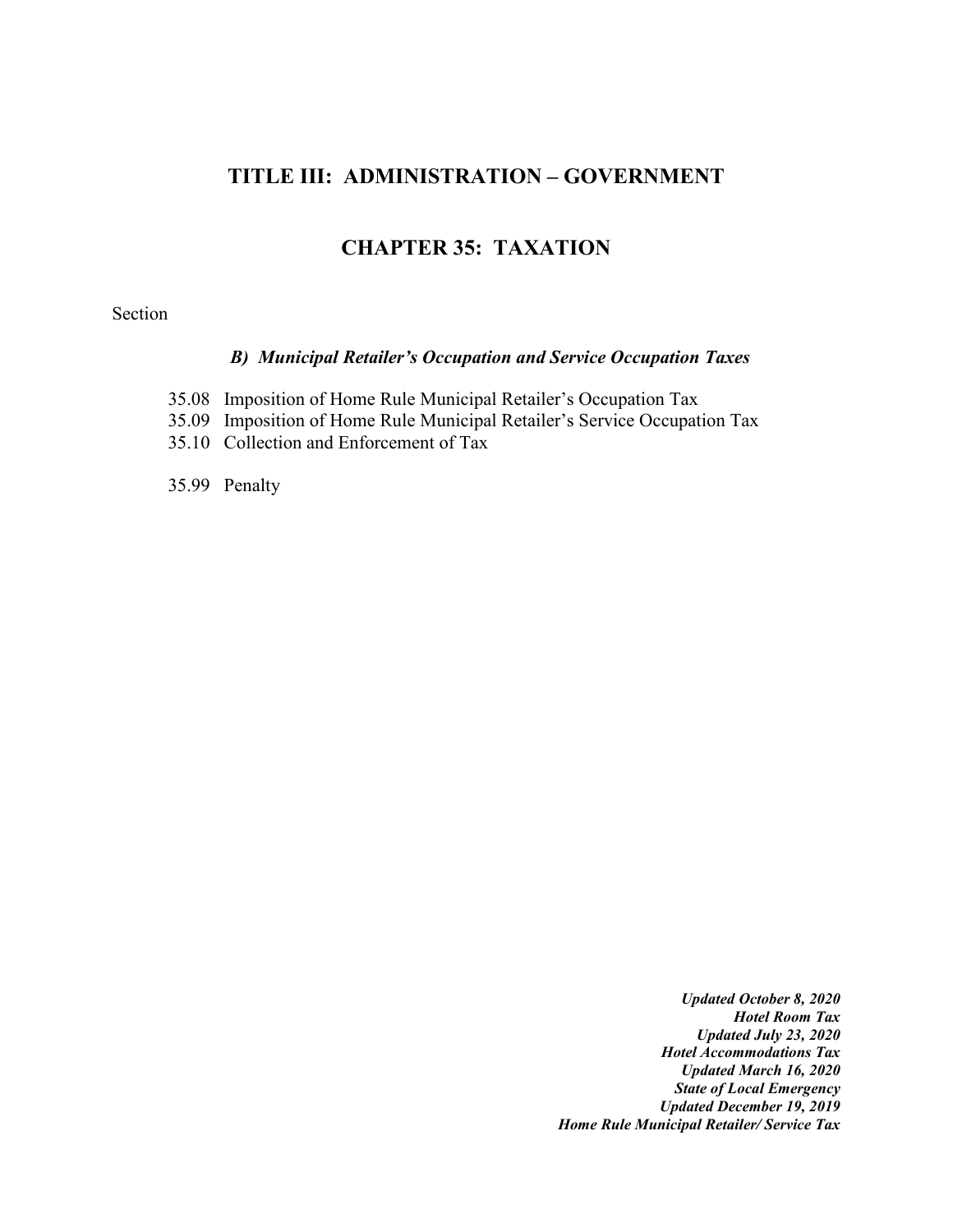# TITLE III: ADMINISTRATION – GOVERNMENT

## CHAPTER 35: TAXATION

Section

***B) Municipal Retailer's Occupation and Service Occupation Taxes***

35.08 Imposition of Home Rule Municipal Retailer's Occupation Tax
35.09 Imposition of Home Rule Municipal Retailer's Service Occupation Tax
35.10 Collection and Enforcement of Tax

35.99 Penalty

***Updated October 8, 2020***
***Hotel Room Tax***
***Updated July 23, 2020***
***Hotel Accommodations Tax***
***Updated March 16, 2020***
***State of Local Emergency***
***Updated December 19, 2019***
***Home Rule Municipal Retailer/ Service Tax***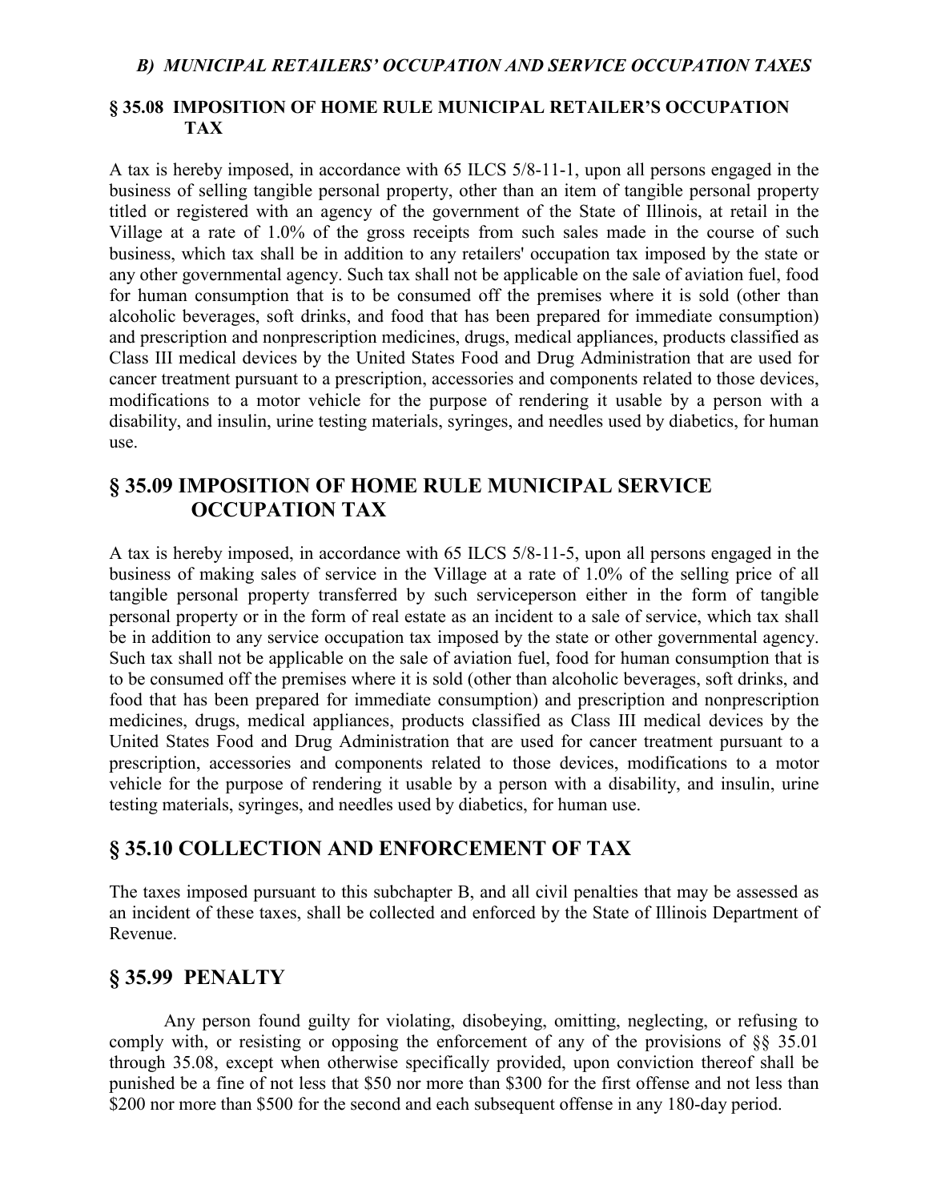### *B) MUNICIPAL RETAILERS' OCCUPATION AND SERVICE OCCUPATION TAXES*

## § 35.08 IMPOSITION OF HOME RULE MUNICIPAL RETAILER'S OCCUPATION TAX

A tax is hereby imposed, in accordance with 65 ILCS 5/8-11-1, upon all persons engaged in the business of selling tangible personal property, other than an item of tangible personal property titled or registered with an agency of the government of the State of Illinois, at retail in the Village at a rate of 1.0% of the gross receipts from such sales made in the course of such business, which tax shall be in addition to any retailers' occupation tax imposed by the state or any other governmental agency. Such tax shall not be applicable on the sale of aviation fuel, food for human consumption that is to be consumed off the premises where it is sold (other than alcoholic beverages, soft drinks, and food that has been prepared for immediate consumption) and prescription and nonprescription medicines, drugs, medical appliances, products classified as Class III medical devices by the United States Food and Drug Administration that are used for cancer treatment pursuant to a prescription, accessories and components related to those devices, modifications to a motor vehicle for the purpose of rendering it usable by a person with a disability, and insulin, urine testing materials, syringes, and needles used by diabetics, for human use.

## § 35.09 IMPOSITION OF HOME RULE MUNICIPAL SERVICE OCCUPATION TAX

A tax is hereby imposed, in accordance with 65 ILCS 5/8-11-5, upon all persons engaged in the business of making sales of service in the Village at a rate of 1.0% of the selling price of all tangible personal property transferred by such serviceperson either in the form of tangible personal property or in the form of real estate as an incident to a sale of service, which tax shall be in addition to any service occupation tax imposed by the state or other governmental agency. Such tax shall not be applicable on the sale of aviation fuel, food for human consumption that is to be consumed off the premises where it is sold (other than alcoholic beverages, soft drinks, and food that has been prepared for immediate consumption) and prescription and nonprescription medicines, drugs, medical appliances, products classified as Class III medical devices by the United States Food and Drug Administration that are used for cancer treatment pursuant to a prescription, accessories and components related to those devices, modifications to a motor vehicle for the purpose of rendering it usable by a person with a disability, and insulin, urine testing materials, syringes, and needles used by diabetics, for human use.

## § 35.10 COLLECTION AND ENFORCEMENT OF TAX

The taxes imposed pursuant to this subchapter B, and all civil penalties that may be assessed as an incident of these taxes, shall be collected and enforced by the State of Illinois Department of Revenue.

## § 35.99 PENALTY

Any person found guilty for violating, disobeying, omitting, neglecting, or refusing to comply with, or resisting or opposing the enforcement of any of the provisions of §§ 35.01 through 35.08, except when otherwise specifically provided, upon conviction thereof shall be punished be a fine of not less that $50 nor more than $300 for the first offense and not less than $200 nor more than $500 for the second and each subsequent offense in any 180-day period.